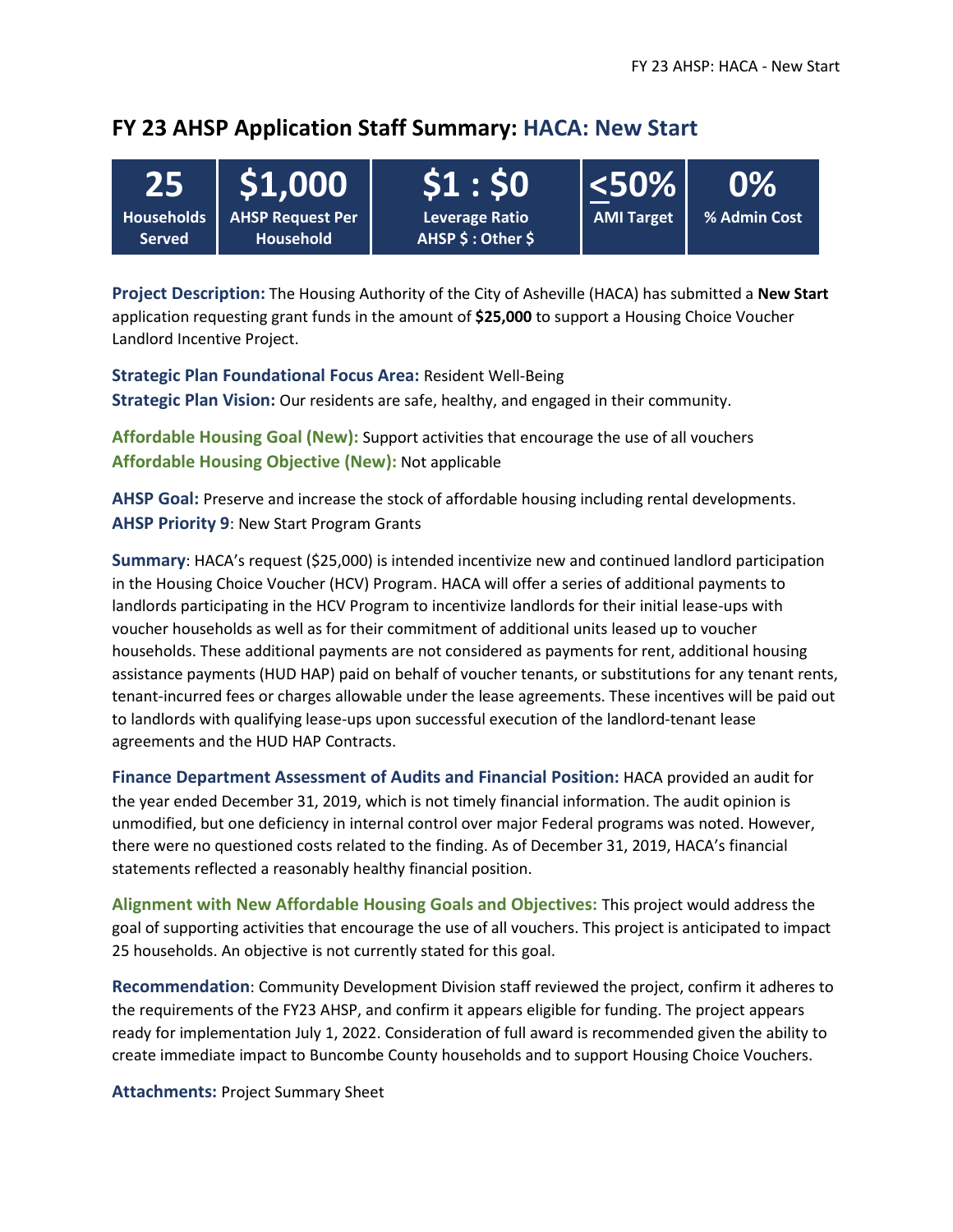# FY 23 AHSP Application Staff Summary: HACA: New Start

| 25 | $1,000 | $1 : $0 | ≤50% | 0% |
| --- | --- | --- | --- | --- |
| Households Served | AHSP Request Per Household | Leverage Ratio AHSP $ : Other $ | AMI Target | % Admin Cost |

**Project Description:** The Housing Authority of the City of Asheville (HACA) has submitted a **New Start** application requesting grant funds in the amount of **$25,000** to support a Housing Choice Voucher Landlord Incentive Project.

**Strategic Plan Foundational Focus Area:** Resident Well-Being
**Strategic Plan Vision:** Our residents are safe, healthy, and engaged in their community.

**Affordable Housing Goal (New):** Support activities that encourage the use of all vouchers
**Affordable Housing Objective (New):** Not applicable

**AHSP Goal:** Preserve and increase the stock of affordable housing including rental developments.
**AHSP Priority 9**: New Start Program Grants

**Summary**: HACA's request ($25,000) is intended incentivize new and continued landlord participation in the Housing Choice Voucher (HCV) Program. HACA will offer a series of additional payments to landlords participating in the HCV Program to incentivize landlords for their initial lease-ups with voucher households as well as for their commitment of additional units leased up to voucher households. These additional payments are not considered as payments for rent, additional housing assistance payments (HUD HAP) paid on behalf of voucher tenants, or substitutions for any tenant rents, tenant-incurred fees or charges allowable under the lease agreements. These incentives will be paid out to landlords with qualifying lease-ups upon successful execution of the landlord-tenant lease agreements and the HUD HAP Contracts.

**Finance Department Assessment of Audits and Financial Position:** HACA provided an audit for the year ended December 31, 2019, which is not timely financial information. The audit opinion is unmodified, but one deficiency in internal control over major Federal programs was noted. However, there were no questioned costs related to the finding. As of December 31, 2019, HACA's financial statements reflected a reasonably healthy financial position.

**Alignment with New Affordable Housing Goals and Objectives:** This project would address the goal of supporting activities that encourage the use of all vouchers. This project is anticipated to impact 25 households. An objective is not currently stated for this goal.

**Recommendation**: Community Development Division staff reviewed the project, confirm it adheres to the requirements of the FY23 AHSP, and confirm it appears eligible for funding. The project appears ready for implementation July 1, 2022. Consideration of full award is recommended given the ability to create immediate impact to Buncombe County households and to support Housing Choice Vouchers.

**Attachments:** Project Summary Sheet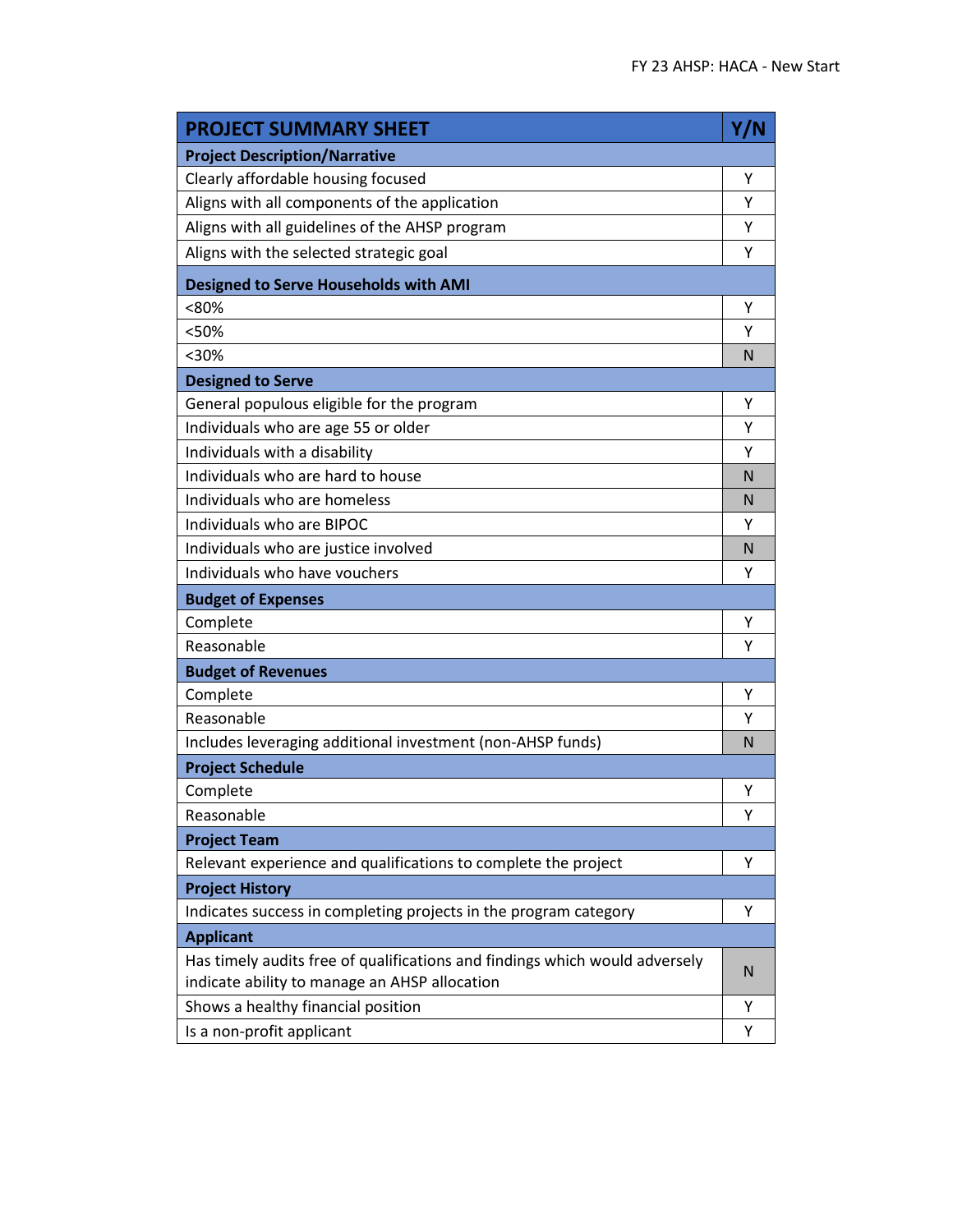| PROJECT SUMMARY SHEET | Y/N |
|---|---|
| **Project Description/Narrative** | |
| Clearly affordable housing focused | Y |
| Aligns with all components of the application | Y |
| Aligns with all guidelines of the AHSP program | Y |
| Aligns with the selected strategic goal | Y |
| **Designed to Serve Households with AMI** | |
| <80% | Y |
| <50% | Y |
| <30% | N |
| **Designed to Serve** | |
| General populous eligible for the program | Y |
| Individuals who are age 55 or older | Y |
| Individuals with a disability | Y |
| Individuals who are hard to house | N |
| Individuals who are homeless | N |
| Individuals who are BIPOC | Y |
| Individuals who are justice involved | N |
| Individuals who have vouchers | Y |
| **Budget of Expenses** | |
| Complete | Y |
| Reasonable | Y |
| **Budget of Revenues** | |
| Complete | Y |
| Reasonable | Y |
| Includes leveraging additional investment (non-AHSP funds) | N |
| **Project Schedule** | |
| Complete | Y |
| Reasonable | Y |
| **Project Team** | |
| Relevant experience and qualifications to complete the project | Y |
| **Project History** | |
| Indicates success in completing projects in the program category | Y |
| **Applicant** | |
| Has timely audits free of qualifications and findings which would adversely indicate ability to manage an AHSP allocation | N |
| Shows a healthy financial position | Y |
| Is a non-profit applicant | Y |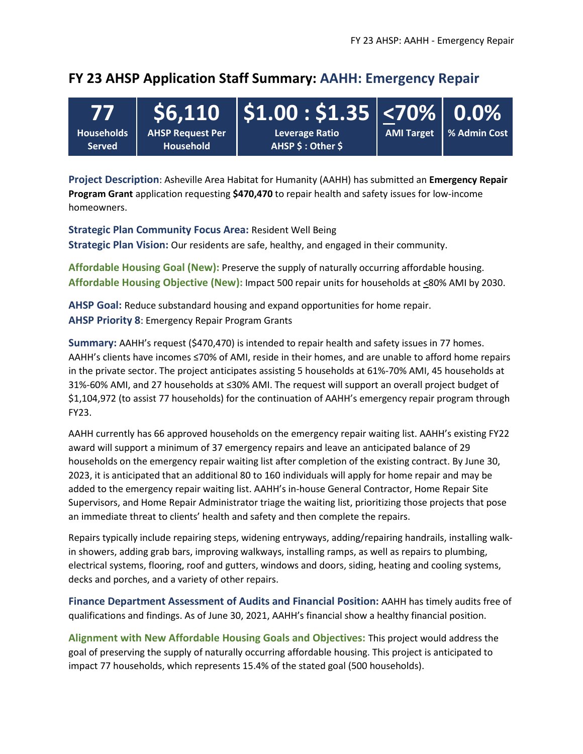# FY 23 AHSP Application Staff Summary: AAHH: Emergency Repair

| 77 | $6,110 | $1.00 : $1.35 | <70% | 0.0% |
|---|---|---|---|---|
| Households Served | AHSP Request Per Household | Leverage Ratio AHSP $ : Other $ | AMI Target | % Admin Cost |

**Project Description**: Asheville Area Habitat for Humanity (AAHH) has submitted an **Emergency Repair Program Grant** application requesting **$470,470** to repair health and safety issues for low-income homeowners.

**Strategic Plan Community Focus Area:** Resident Well Being
**Strategic Plan Vision:** Our residents are safe, healthy, and engaged in their community.

**Affordable Housing Goal (New):** Preserve the supply of naturally occurring affordable housing.
**Affordable Housing Objective (New):** Impact 500 repair units for households at <80% AMI by 2030.

**AHSP Goal:** Reduce substandard housing and expand opportunities for home repair.
**AHSP Priority 8**: Emergency Repair Program Grants

**Summary:** AAHH's request ($470,470) is intended to repair health and safety issues in 77 homes. AAHH's clients have incomes ≤70% of AMI, reside in their homes, and are unable to afford home repairs in the private sector. The project anticipates assisting 5 households at 61%-70% AMI, 45 households at 31%-60% AMI, and 27 households at ≤30% AMI. The request will support an overall project budget of $1,104,972 (to assist 77 households) for the continuation of AAHH's emergency repair program through FY23.

AAHH currently has 66 approved households on the emergency repair waiting list. AAHH's existing FY22 award will support a minimum of 37 emergency repairs and leave an anticipated balance of 29 households on the emergency repair waiting list after completion of the existing contract. By June 30, 2023, it is anticipated that an additional 80 to 160 individuals will apply for home repair and may be added to the emergency repair waiting list. AAHH's in-house General Contractor, Home Repair Site Supervisors, and Home Repair Administrator triage the waiting list, prioritizing those projects that pose an immediate threat to clients' health and safety and then complete the repairs.

Repairs typically include repairing steps, widening entryways, adding/repairing handrails, installing walk-in showers, adding grab bars, improving walkways, installing ramps, as well as repairs to plumbing, electrical systems, flooring, roof and gutters, windows and doors, siding, heating and cooling systems, decks and porches, and a variety of other repairs.

**Finance Department Assessment of Audits and Financial Position:** AAHH has timely audits free of qualifications and findings. As of June 30, 2021, AAHH's financial show a healthy financial position.

**Alignment with New Affordable Housing Goals and Objectives:** This project would address the goal of preserving the supply of naturally occurring affordable housing. This project is anticipated to impact 77 households, which represents 15.4% of the stated goal (500 households).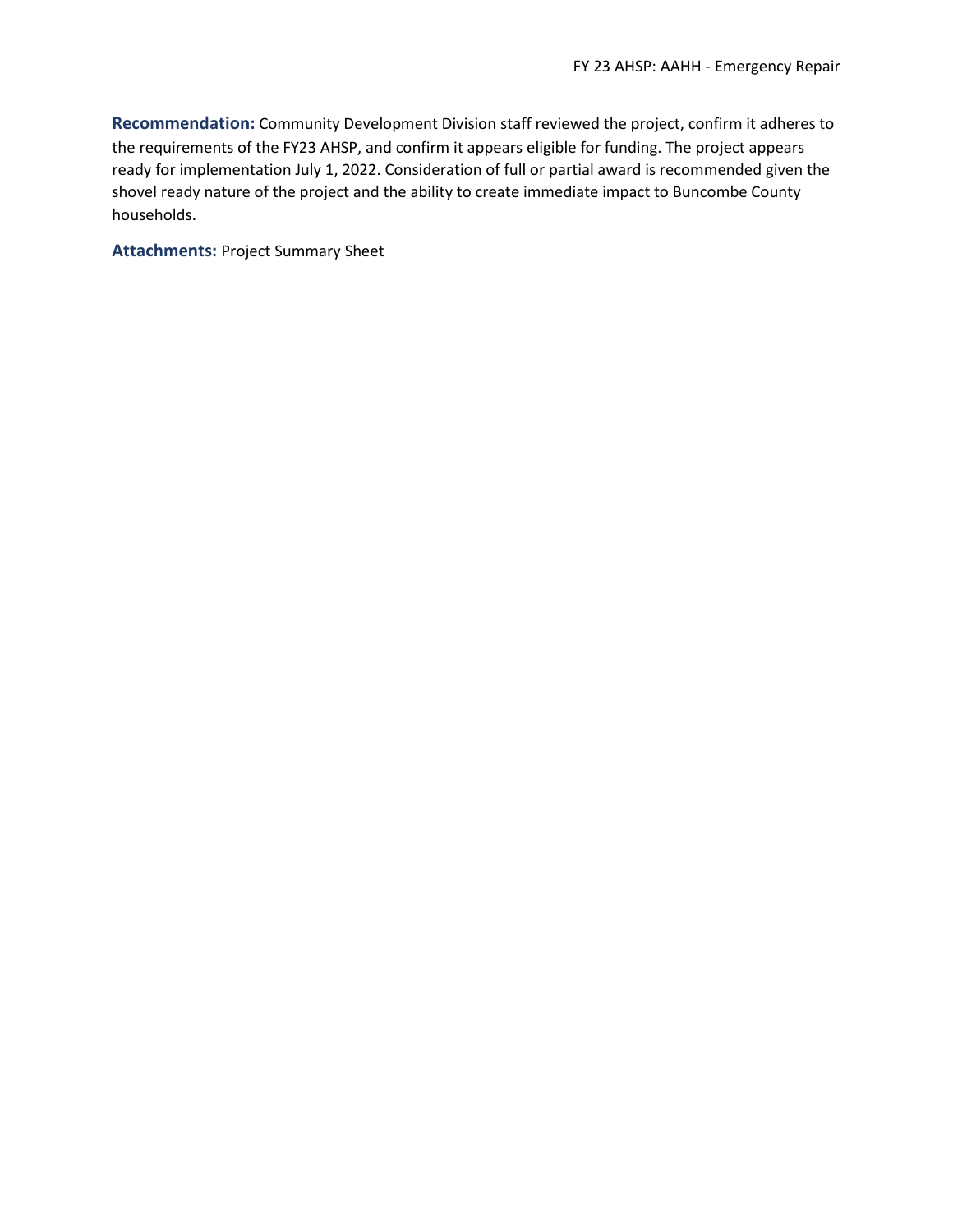**Recommendation:** Community Development Division staff reviewed the project, confirm it adheres to the requirements of the FY23 AHSP, and confirm it appears eligible for funding. The project appears ready for implementation July 1, 2022. Consideration of full or partial award is recommended given the shovel ready nature of the project and the ability to create immediate impact to Buncombe County households.

**Attachments:** Project Summary Sheet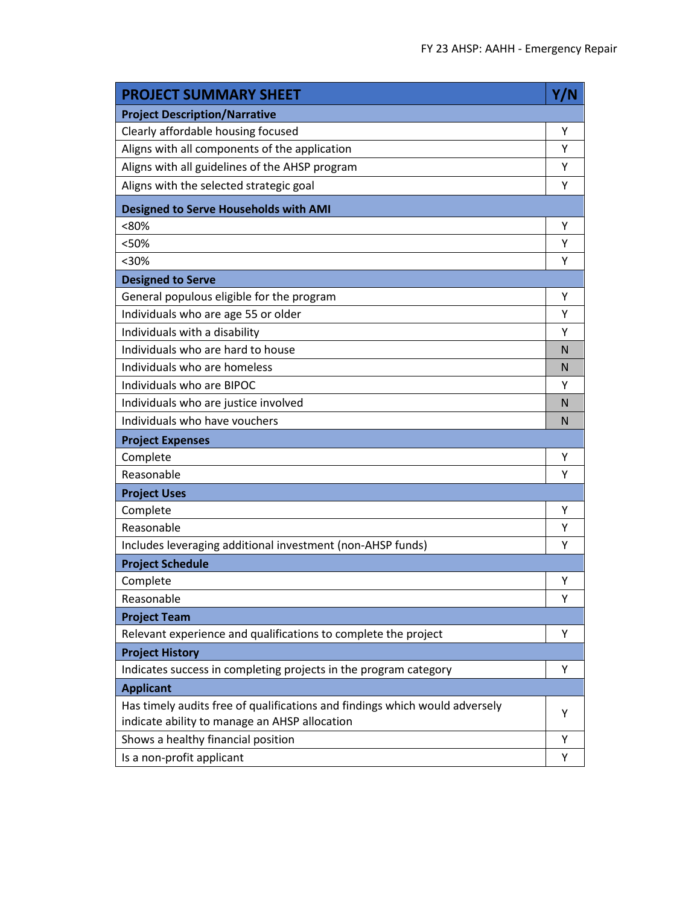| PROJECT SUMMARY SHEET | Y/N |
|---|---|
| **Project Description/Narrative** | |
| Clearly affordable housing focused | Y |
| Aligns with all components of the application | Y |
| Aligns with all guidelines of the AHSP program | Y |
| Aligns with the selected strategic goal | Y |
| **Designed to Serve Households with AMI** | |
| <80% | Y |
| <50% | Y |
| <30% | Y |
| **Designed to Serve** | |
| General populous eligible for the program | Y |
| Individuals who are age 55 or older | Y |
| Individuals with a disability | Y |
| Individuals who are hard to house | N |
| Individuals who are homeless | N |
| Individuals who are BIPOC | Y |
| Individuals who are justice involved | N |
| Individuals who have vouchers | N |
| **Project Expenses** | |
| Complete | Y |
| Reasonable | Y |
| **Project Uses** | |
| Complete | Y |
| Reasonable | Y |
| Includes leveraging additional investment (non-AHSP funds) | Y |
| **Project Schedule** | |
| Complete | Y |
| Reasonable | Y |
| **Project Team** | |
| Relevant experience and qualifications to complete the project | Y |
| **Project History** | |
| Indicates success in completing projects in the program category | Y |
| **Applicant** | |
| Has timely audits free of qualifications and findings which would adversely indicate ability to manage an AHSP allocation | Y |
| Shows a healthy financial position | Y |
| Is a non-profit applicant | Y |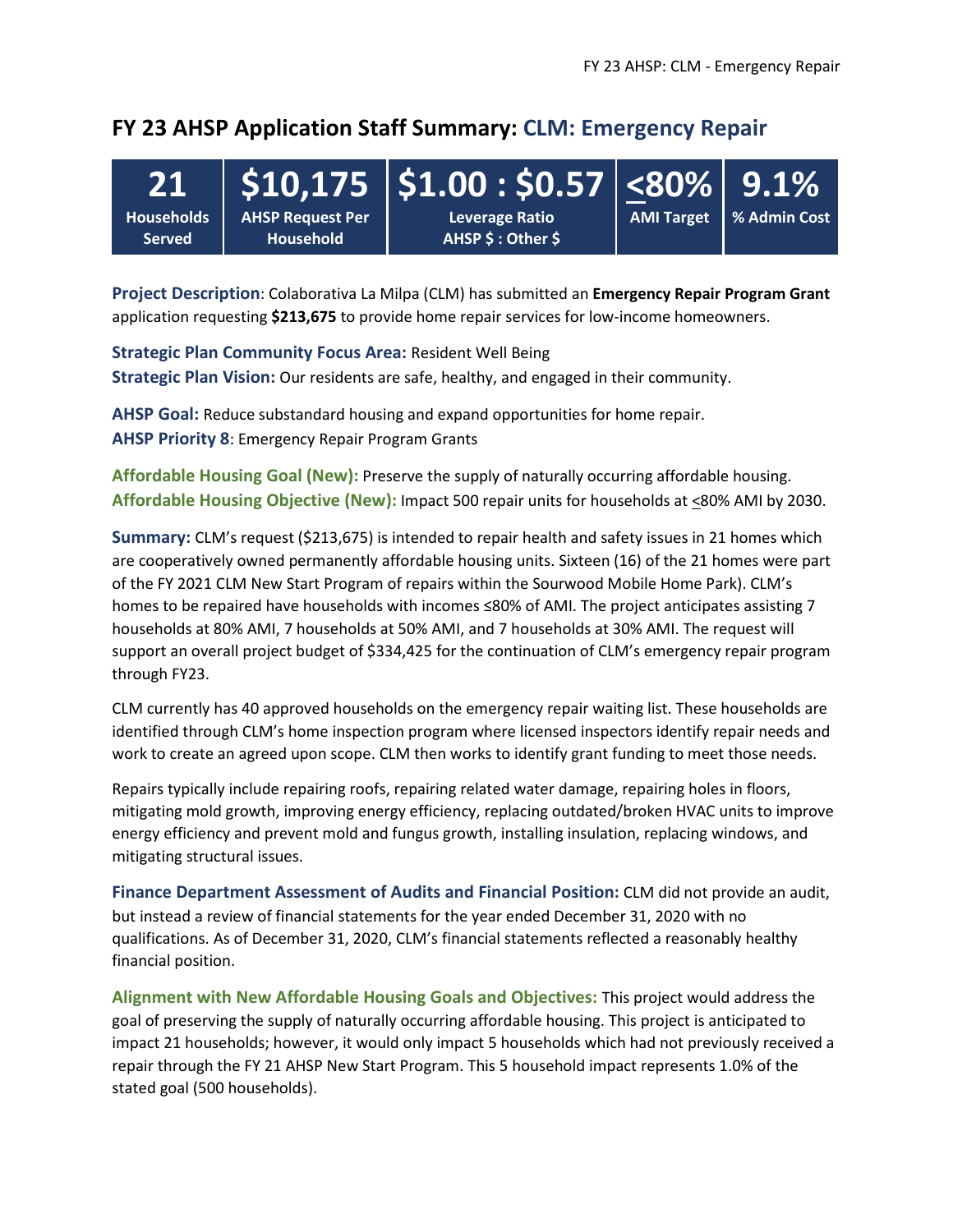# FY 23 AHSP Application Staff Summary: CLM: Emergency Repair

| 21 | $10,175 | $1.00 : $0.57 | <80% | 9.1% |
|---|---|---|---|---|
| Households Served | AHSP Request Per Household | Leverage Ratio AHSP $ : Other $ | AMI Target | % Admin Cost |

**Project Description**: Colaborativa La Milpa (CLM) has submitted an **Emergency Repair Program Grant** application requesting **$213,675** to provide home repair services for low-income homeowners.

**Strategic Plan Community Focus Area:** Resident Well Being
**Strategic Plan Vision:** Our residents are safe, healthy, and engaged in their community.

**AHSP Goal:** Reduce substandard housing and expand opportunities for home repair.
**AHSP Priority 8**: Emergency Repair Program Grants

**Affordable Housing Goal (New):** Preserve the supply of naturally occurring affordable housing.
**Affordable Housing Objective (New):** Impact 500 repair units for households at <80% AMI by 2030.

**Summary:** CLM's request ($213,675) is intended to repair health and safety issues in 21 homes which are cooperatively owned permanently affordable housing units. Sixteen (16) of the 21 homes were part of the FY 2021 CLM New Start Program of repairs within the Sourwood Mobile Home Park). CLM's homes to be repaired have households with incomes ≤80% of AMI. The project anticipates assisting 7 households at 80% AMI, 7 households at 50% AMI, and 7 households at 30% AMI. The request will support an overall project budget of $334,425 for the continuation of CLM's emergency repair program through FY23.

CLM currently has 40 approved households on the emergency repair waiting list. These households are identified through CLM's home inspection program where licensed inspectors identify repair needs and work to create an agreed upon scope. CLM then works to identify grant funding to meet those needs.

Repairs typically include repairing roofs, repairing related water damage, repairing holes in floors, mitigating mold growth, improving energy efficiency, replacing outdated/broken HVAC units to improve energy efficiency and prevent mold and fungus growth, installing insulation, replacing windows, and mitigating structural issues.

**Finance Department Assessment of Audits and Financial Position:** CLM did not provide an audit, but instead a review of financial statements for the year ended December 31, 2020 with no qualifications. As of December 31, 2020, CLM's financial statements reflected a reasonably healthy financial position.

**Alignment with New Affordable Housing Goals and Objectives:** This project would address the goal of preserving the supply of naturally occurring affordable housing. This project is anticipated to impact 21 households; however, it would only impact 5 households which had not previously received a repair through the FY 21 AHSP New Start Program. This 5 household impact represents 1.0% of the stated goal (500 households).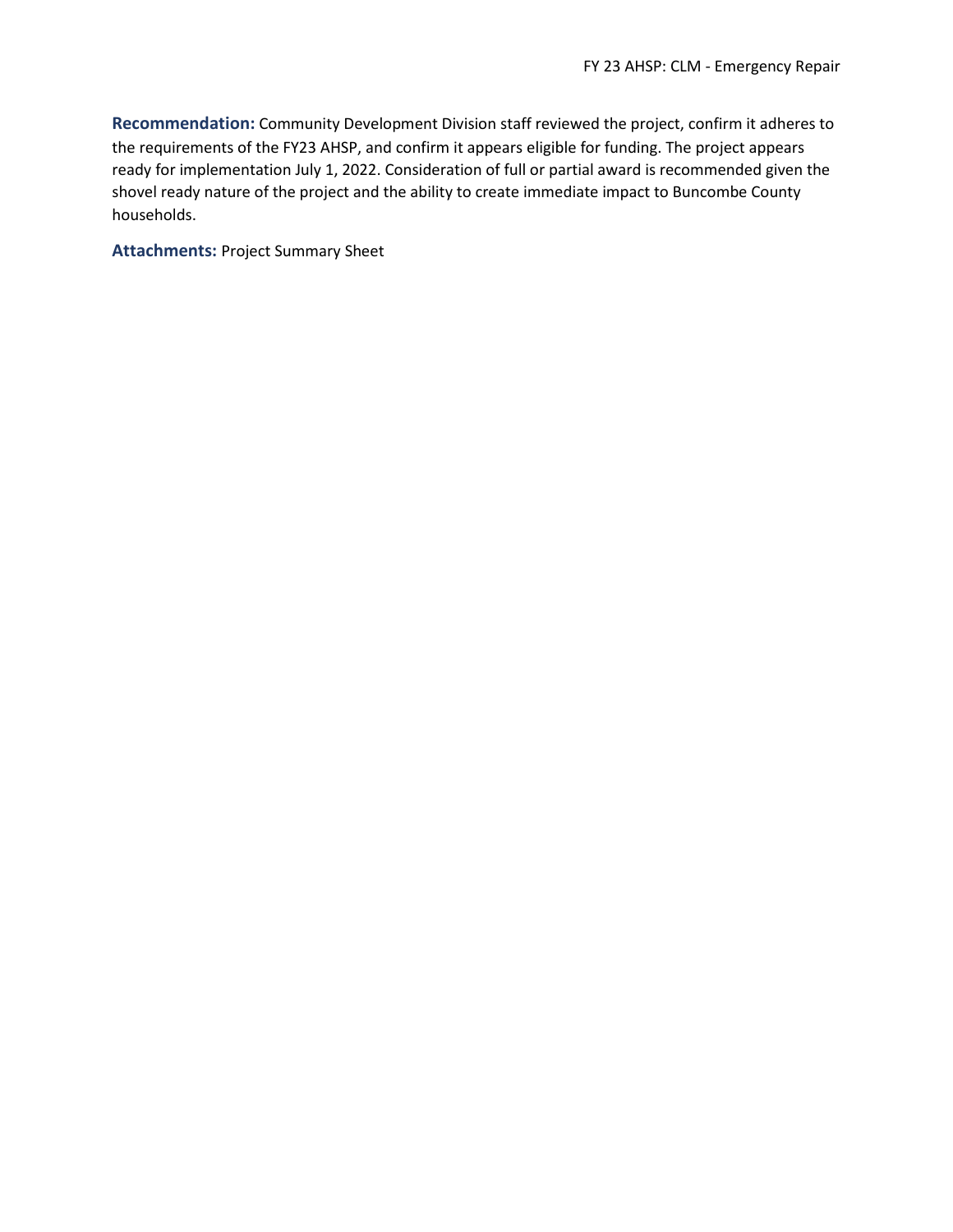**Recommendation:** Community Development Division staff reviewed the project, confirm it adheres to the requirements of the FY23 AHSP, and confirm it appears eligible for funding. The project appears ready for implementation July 1, 2022. Consideration of full or partial award is recommended given the shovel ready nature of the project and the ability to create immediate impact to Buncombe County households.

**Attachments:** Project Summary Sheet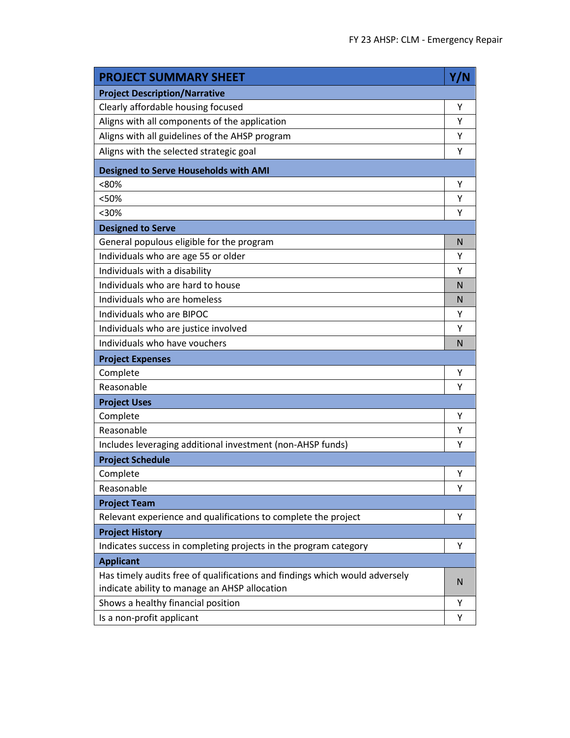| PROJECT SUMMARY SHEET | Y/N |
|---|---|
| **Project Description/Narrative** | |
| Clearly affordable housing focused | Y |
| Aligns with all components of the application | Y |
| Aligns with all guidelines of the AHSP program | Y |
| Aligns with the selected strategic goal | Y |
| **Designed to Serve Households with AMI** | |
| <80% | Y |
| <50% | Y |
| <30% | Y |
| **Designed to Serve** | |
| General populous eligible for the program | N |
| Individuals who are age 55 or older | Y |
| Individuals with a disability | Y |
| Individuals who are hard to house | N |
| Individuals who are homeless | N |
| Individuals who are BIPOC | Y |
| Individuals who are justice involved | Y |
| Individuals who have vouchers | N |
| **Project Expenses** | |
| Complete | Y |
| Reasonable | Y |
| **Project Uses** | |
| Complete | Y |
| Reasonable | Y |
| Includes leveraging additional investment (non-AHSP funds) | Y |
| **Project Schedule** | |
| Complete | Y |
| Reasonable | Y |
| **Project Team** | |
| Relevant experience and qualifications to complete the project | Y |
| **Project History** | |
| Indicates success in completing projects in the program category | Y |
| **Applicant** | |
| Has timely audits free of qualifications and findings which would adversely indicate ability to manage an AHSP allocation | N |
| Shows a healthy financial position | Y |
| Is a non-profit applicant | Y |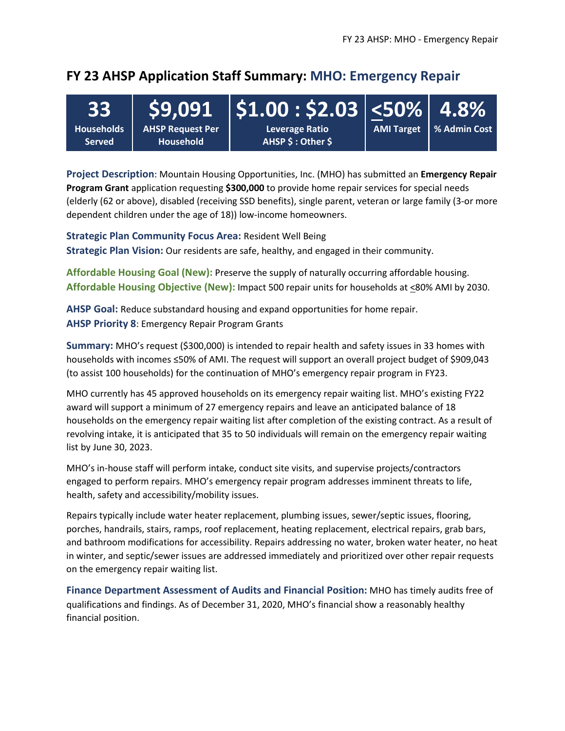# FY 23 AHSP Application Staff Summary: MHO: Emergency Repair

| 33 | $9,091 | $1.00 : $2.03 | ≤50% | 4.8% |
| --- | --- | --- | --- | --- |
| Households Served | AHSP Request Per Household | Leverage Ratio AHSP $ : Other $ | AMI Target | % Admin Cost |

**Project Description**: Mountain Housing Opportunities, Inc. (MHO) has submitted an **Emergency Repair Program Grant** application requesting **$300,000** to provide home repair services for special needs (elderly (62 or above), disabled (receiving SSD benefits), single parent, veteran or large family (3-or more dependent children under the age of 18)) low-income homeowners.

**Strategic Plan Community Focus Area:** Resident Well Being
**Strategic Plan Vision:** Our residents are safe, healthy, and engaged in their community.

**Affordable Housing Goal (New):** Preserve the supply of naturally occurring affordable housing.
**Affordable Housing Objective (New):** Impact 500 repair units for households at ≤80% AMI by 2030.

**AHSP Goal:** Reduce substandard housing and expand opportunities for home repair.
**AHSP Priority 8**: Emergency Repair Program Grants

**Summary:** MHO's request ($300,000) is intended to repair health and safety issues in 33 homes with households with incomes ≤50% of AMI. The request will support an overall project budget of $909,043 (to assist 100 households) for the continuation of MHO's emergency repair program in FY23.

MHO currently has 45 approved households on its emergency repair waiting list. MHO's existing FY22 award will support a minimum of 27 emergency repairs and leave an anticipated balance of 18 households on the emergency repair waiting list after completion of the existing contract. As a result of revolving intake, it is anticipated that 35 to 50 individuals will remain on the emergency repair waiting list by June 30, 2023.

MHO's in-house staff will perform intake, conduct site visits, and supervise projects/contractors engaged to perform repairs. MHO's emergency repair program addresses imminent threats to life, health, safety and accessibility/mobility issues.

Repairs typically include water heater replacement, plumbing issues, sewer/septic issues, flooring, porches, handrails, stairs, ramps, roof replacement, heating replacement, electrical repairs, grab bars, and bathroom modifications for accessibility. Repairs addressing no water, broken water heater, no heat in winter, and septic/sewer issues are addressed immediately and prioritized over other repair requests on the emergency repair waiting list.

**Finance Department Assessment of Audits and Financial Position:** MHO has timely audits free of qualifications and findings. As of December 31, 2020, MHO's financial show a reasonably healthy financial position.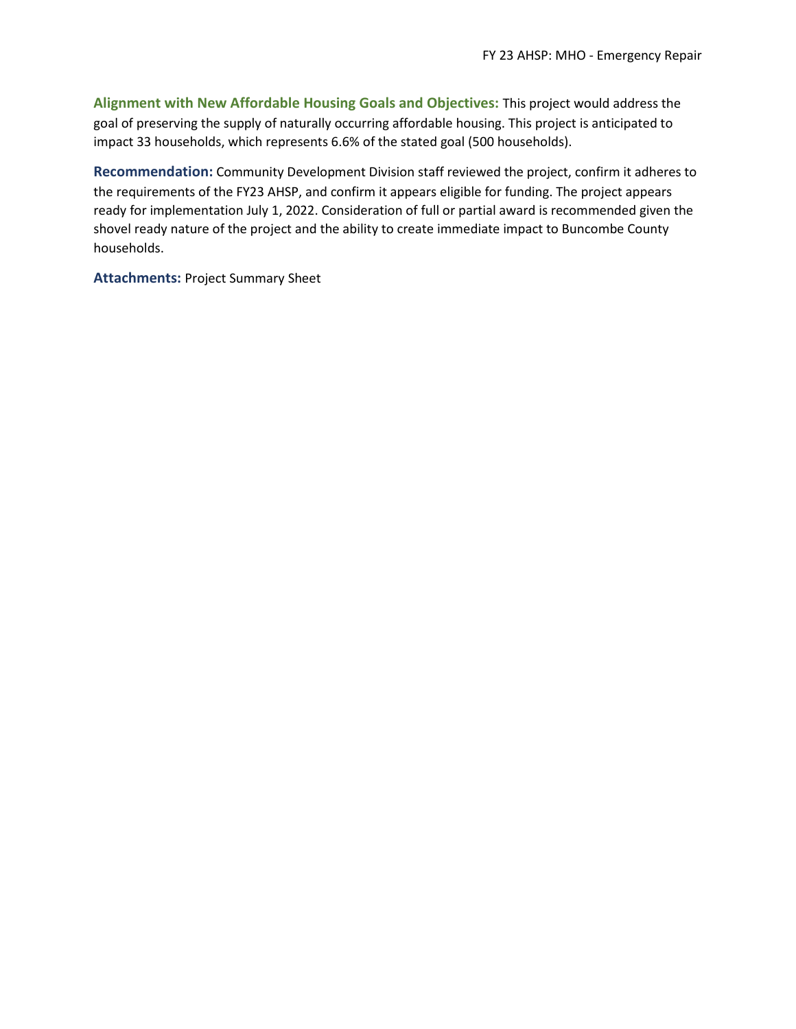**Alignment with New Affordable Housing Goals and Objectives:** This project would address the goal of preserving the supply of naturally occurring affordable housing. This project is anticipated to impact 33 households, which represents 6.6% of the stated goal (500 households).

**Recommendation:** Community Development Division staff reviewed the project, confirm it adheres to the requirements of the FY23 AHSP, and confirm it appears eligible for funding. The project appears ready for implementation July 1, 2022. Consideration of full or partial award is recommended given the shovel ready nature of the project and the ability to create immediate impact to Buncombe County households.

**Attachments:** Project Summary Sheet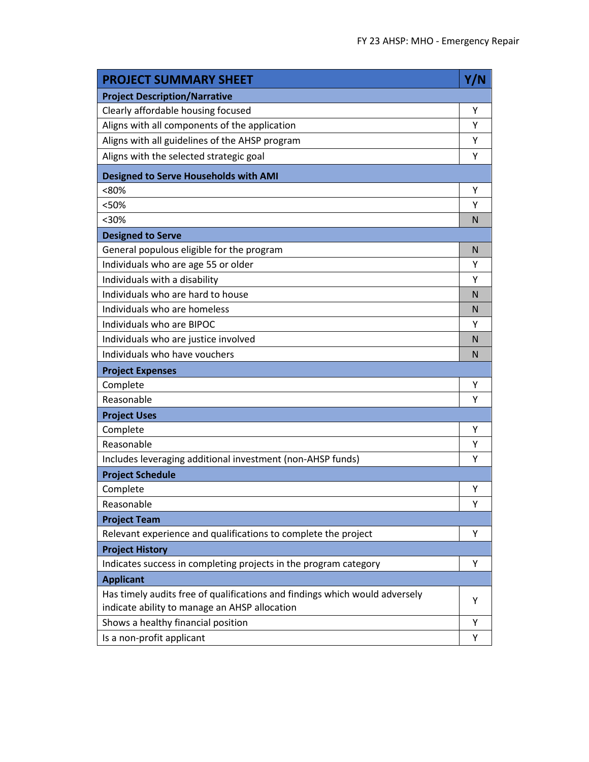| PROJECT SUMMARY SHEET | Y/N |
|---|---|
| **Project Description/Narrative** | |
| Clearly affordable housing focused | Y |
| Aligns with all components of the application | Y |
| Aligns with all guidelines of the AHSP program | Y |
| Aligns with the selected strategic goal | Y |
| **Designed to Serve Households with AMI** | |
| <80% | Y |
| <50% | Y |
| <30% | N |
| **Designed to Serve** | |
| General populous eligible for the program | N |
| Individuals who are age 55 or older | Y |
| Individuals with a disability | Y |
| Individuals who are hard to house | N |
| Individuals who are homeless | N |
| Individuals who are BIPOC | Y |
| Individuals who are justice involved | N |
| Individuals who have vouchers | N |
| **Project Expenses** | |
| Complete | Y |
| Reasonable | Y |
| **Project Uses** | |
| Complete | Y |
| Reasonable | Y |
| Includes leveraging additional investment (non-AHSP funds) | Y |
| **Project Schedule** | |
| Complete | Y |
| Reasonable | Y |
| **Project Team** | |
| Relevant experience and qualifications to complete the project | Y |
| **Project History** | |
| Indicates success in completing projects in the program category | Y |
| **Applicant** | |
| Has timely audits free of qualifications and findings which would adversely indicate ability to manage an AHSP allocation | Y |
| Shows a healthy financial position | Y |
| Is a non-profit applicant | Y |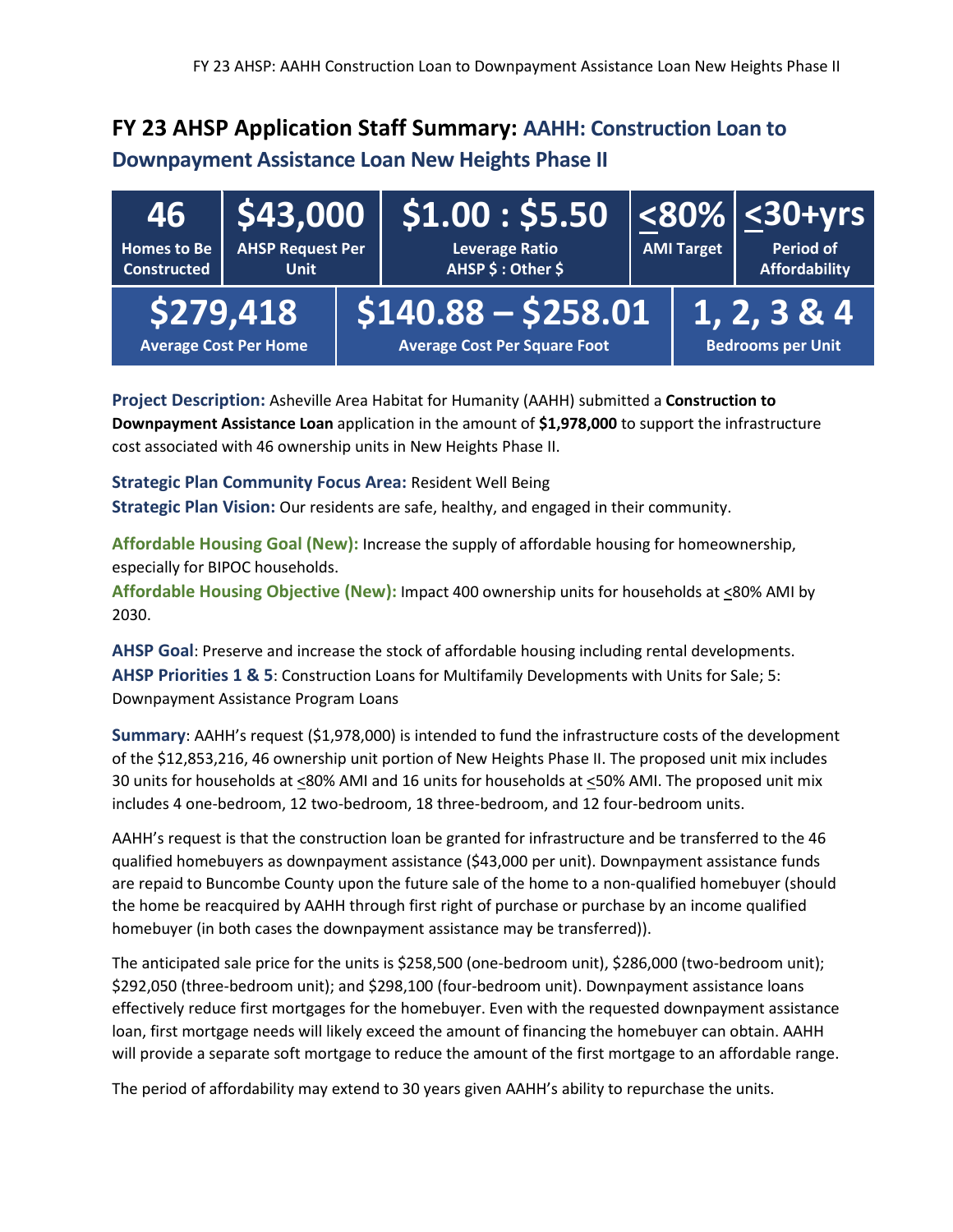# FY 23 AHSP Application Staff Summary: AAHH: Construction Loan to Downpayment Assistance Loan New Heights Phase II

| | | | | |
|---|---|---|---|---|
| **46** Homes to Be Constructed | **$43,000** AHSP Request Per Unit | **$1.00 : $5.50** Leverage Ratio AHSP $ : Other $ | **<80%** AMI Target | **<30+yrs** Period of Affordability |
| **$279,418** Average Cost Per Home | **$140.88 – $258.01** Average Cost Per Square Foot | **1, 2, 3 & 4** Bedrooms per Unit | | |

**Project Description:** Asheville Area Habitat for Humanity (AAHH) submitted a **Construction to Downpayment Assistance Loan** application in the amount of **$1,978,000** to support the infrastructure cost associated with 46 ownership units in New Heights Phase II.

**Strategic Plan Community Focus Area:** Resident Well Being
**Strategic Plan Vision:** Our residents are safe, healthy, and engaged in their community.

**Affordable Housing Goal (New):** Increase the supply of affordable housing for homeownership, especially for BIPOC households.
**Affordable Housing Objective (New):** Impact 400 ownership units for households at <80% AMI by 2030.

**AHSP Goal**: Preserve and increase the stock of affordable housing including rental developments.
**AHSP Priorities 1 & 5**: Construction Loans for Multifamily Developments with Units for Sale; 5: Downpayment Assistance Program Loans

**Summary**: AAHH's request ($1,978,000) is intended to fund the infrastructure costs of the development of the $12,853,216, 46 ownership unit portion of New Heights Phase II. The proposed unit mix includes 30 units for households at <80% AMI and 16 units for households at <50% AMI. The proposed unit mix includes 4 one-bedroom, 12 two-bedroom, 18 three-bedroom, and 12 four-bedroom units.

AAHH's request is that the construction loan be granted for infrastructure and be transferred to the 46 qualified homebuyers as downpayment assistance ($43,000 per unit). Downpayment assistance funds are repaid to Buncombe County upon the future sale of the home to a non-qualified homebuyer (should the home be reacquired by AAHH through first right of purchase or purchase by an income qualified homebuyer (in both cases the downpayment assistance may be transferred)).

The anticipated sale price for the units is $258,500 (one-bedroom unit), $286,000 (two-bedroom unit); $292,050 (three-bedroom unit); and $298,100 (four-bedroom unit). Downpayment assistance loans effectively reduce first mortgages for the homebuyer. Even with the requested downpayment assistance loan, first mortgage needs will likely exceed the amount of financing the homebuyer can obtain. AAHH will provide a separate soft mortgage to reduce the amount of the first mortgage to an affordable range.

The period of affordability may extend to 30 years given AAHH's ability to repurchase the units.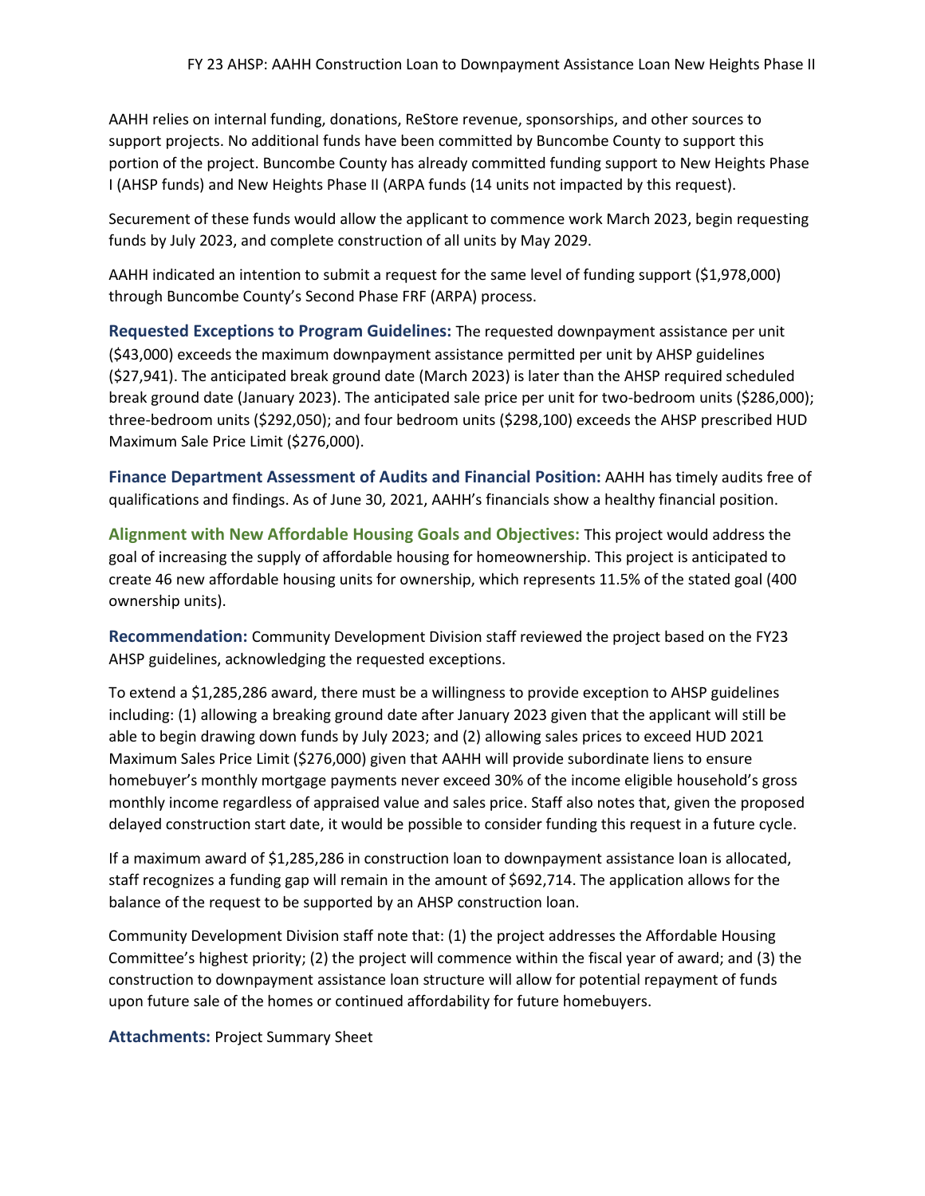AAHH relies on internal funding, donations, ReStore revenue, sponsorships, and other sources to support projects. No additional funds have been committed by Buncombe County to support this portion of the project. Buncombe County has already committed funding support to New Heights Phase I (AHSP funds) and New Heights Phase II (ARPA funds (14 units not impacted by this request).

Securement of these funds would allow the applicant to commence work March 2023, begin requesting funds by July 2023, and complete construction of all units by May 2029.

AAHH indicated an intention to submit a request for the same level of funding support ($1,978,000) through Buncombe County's Second Phase FRF (ARPA) process.

**Requested Exceptions to Program Guidelines:** The requested downpayment assistance per unit ($43,000) exceeds the maximum downpayment assistance permitted per unit by AHSP guidelines ($27,941). The anticipated break ground date (March 2023) is later than the AHSP required scheduled break ground date (January 2023). The anticipated sale price per unit for two-bedroom units ($286,000); three-bedroom units ($292,050); and four bedroom units ($298,100) exceeds the AHSP prescribed HUD Maximum Sale Price Limit ($276,000).

**Finance Department Assessment of Audits and Financial Position:** AAHH has timely audits free of qualifications and findings. As of June 30, 2021, AAHH's financials show a healthy financial position.

**Alignment with New Affordable Housing Goals and Objectives:** This project would address the goal of increasing the supply of affordable housing for homeownership. This project is anticipated to create 46 new affordable housing units for ownership, which represents 11.5% of the stated goal (400 ownership units).

**Recommendation:** Community Development Division staff reviewed the project based on the FY23 AHSP guidelines, acknowledging the requested exceptions.

To extend a $1,285,286 award, there must be a willingness to provide exception to AHSP guidelines including: (1) allowing a breaking ground date after January 2023 given that the applicant will still be able to begin drawing down funds by July 2023; and (2) allowing sales prices to exceed HUD 2021 Maximum Sales Price Limit ($276,000) given that AAHH will provide subordinate liens to ensure homebuyer's monthly mortgage payments never exceed 30% of the income eligible household's gross monthly income regardless of appraised value and sales price. Staff also notes that, given the proposed delayed construction start date, it would be possible to consider funding this request in a future cycle.

If a maximum award of $1,285,286 in construction loan to downpayment assistance loan is allocated, staff recognizes a funding gap will remain in the amount of $692,714. The application allows for the balance of the request to be supported by an AHSP construction loan.

Community Development Division staff note that: (1) the project addresses the Affordable Housing Committee's highest priority; (2) the project will commence within the fiscal year of award; and (3) the construction to downpayment assistance loan structure will allow for potential repayment of funds upon future sale of the homes or continued affordability for future homebuyers.

**Attachments:** Project Summary Sheet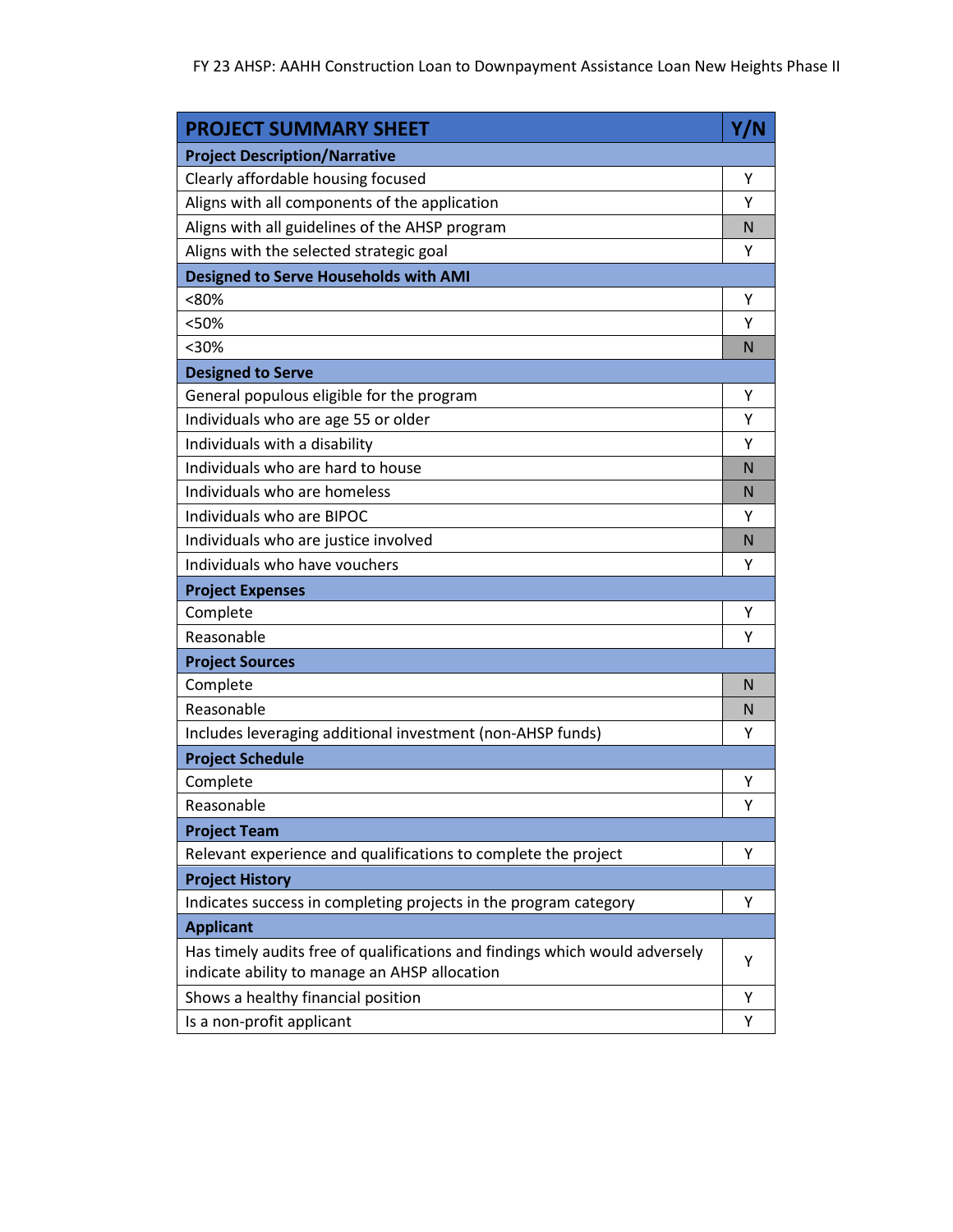FY 23 AHSP: AAHH Construction Loan to Downpayment Assistance Loan New Heights Phase II

| **PROJECT SUMMARY SHEET** | **Y/N** |
|---|---|
| **Project Description/Narrative** | |
| Clearly affordable housing focused | Y |
| Aligns with all components of the application | Y |
| Aligns with all guidelines of the AHSP program | N |
| Aligns with the selected strategic goal | Y |
| **Designed to Serve Households with AMI** | |
| <80% | Y |
| <50% | Y |
| <30% | N |
| **Designed to Serve** | |
| General populous eligible for the program | Y |
| Individuals who are age 55 or older | Y |
| Individuals with a disability | Y |
| Individuals who are hard to house | N |
| Individuals who are homeless | N |
| Individuals who are BIPOC | Y |
| Individuals who are justice involved | N |
| Individuals who have vouchers | Y |
| **Project Expenses** | |
| Complete | Y |
| Reasonable | Y |
| **Project Sources** | |
| Complete | N |
| Reasonable | N |
| Includes leveraging additional investment (non-AHSP funds) | Y |
| **Project Schedule** | |
| Complete | Y |
| Reasonable | Y |
| **Project Team** | |
| Relevant experience and qualifications to complete the project | Y |
| **Project History** | |
| Indicates success in completing projects in the program category | Y |
| **Applicant** | |
| Has timely audits free of qualifications and findings which would adversely indicate ability to manage an AHSP allocation | Y |
| Shows a healthy financial position | Y |
| Is a non-profit applicant | Y |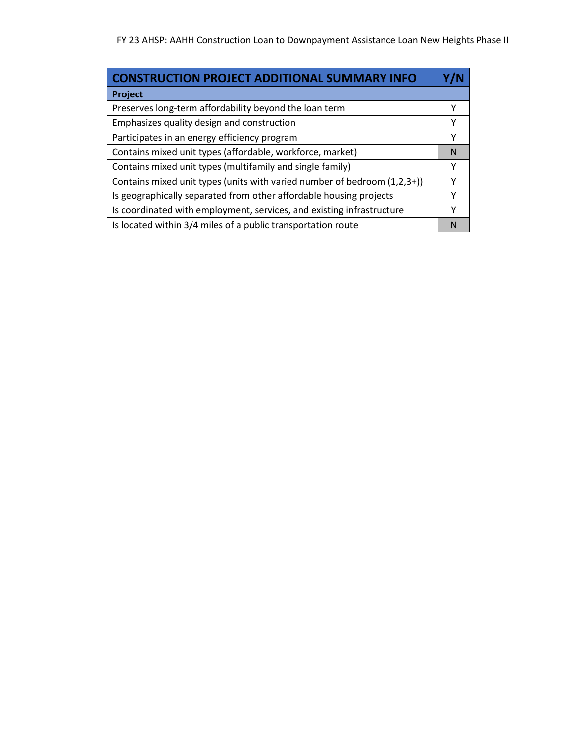| CONSTRUCTION PROJECT ADDITIONAL SUMMARY INFO | Y/N |
|---|---|
| **Project** | |
| Preserves long-term affordability beyond the loan term | Y |
| Emphasizes quality design and construction | Y |
| Participates in an energy efficiency program | Y |
| Contains mixed unit types (affordable, workforce, market) | N |
| Contains mixed unit types (multifamily and single family) | Y |
| Contains mixed unit types (units with varied number of bedroom (1,2,3+)) | Y |
| Is geographically separated from other affordable housing projects | Y |
| Is coordinated with employment, services, and existing infrastructure | Y |
| Is located within 3/4 miles of a public transportation route | N |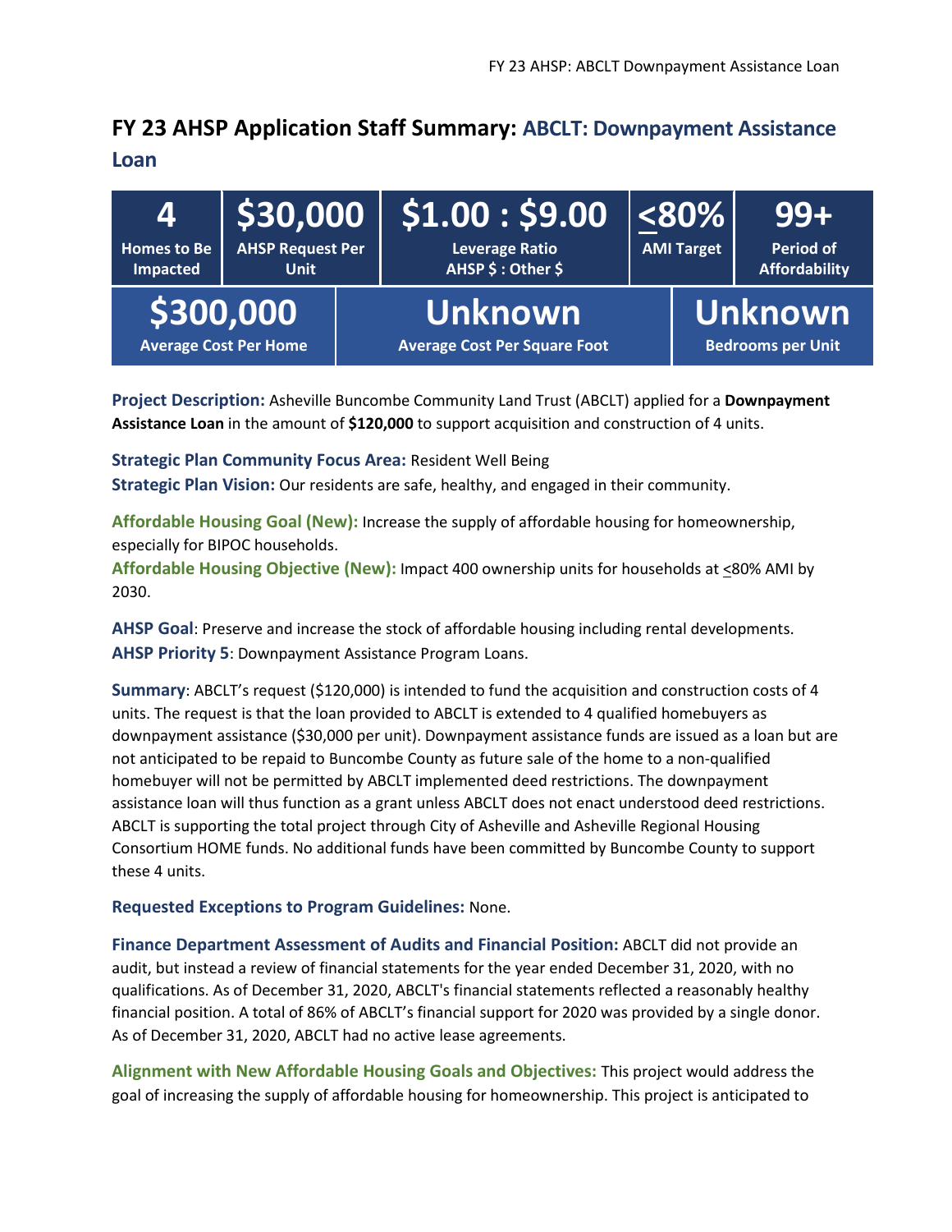# FY 23 AHSP Application Staff Summary: ABCLT: Downpayment Assistance Loan

| 4 Homes to Be Impacted | $30,000 AHSP Request Per Unit | $1.00 : $9.00 Leverage Ratio AHSP $ : Other $ | <80% AMI Target | 99+ Period of Affordability |
|---|---|---|---|---|
| $300,000 Average Cost Per Home | Unknown Average Cost Per Square Foot | Unknown Bedrooms per Unit | | |

**Project Description:** Asheville Buncombe Community Land Trust (ABCLT) applied for a **Downpayment Assistance Loan** in the amount of **$120,000** to support acquisition and construction of 4 units.

**Strategic Plan Community Focus Area:** Resident Well Being
**Strategic Plan Vision:** Our residents are safe, healthy, and engaged in their community.

**Affordable Housing Goal (New):** Increase the supply of affordable housing for homeownership, especially for BIPOC households.
**Affordable Housing Objective (New):** Impact 400 ownership units for households at <80% AMI by 2030.

**AHSP Goal**: Preserve and increase the stock of affordable housing including rental developments.
**AHSP Priority 5**: Downpayment Assistance Program Loans.

**Summary**: ABCLT's request ($120,000) is intended to fund the acquisition and construction costs of 4 units. The request is that the loan provided to ABCLT is extended to 4 qualified homebuyers as downpayment assistance ($30,000 per unit). Downpayment assistance funds are issued as a loan but are not anticipated to be repaid to Buncombe County as future sale of the home to a non-qualified homebuyer will not be permitted by ABCLT implemented deed restrictions. The downpayment assistance loan will thus function as a grant unless ABCLT does not enact understood deed restrictions. ABCLT is supporting the total project through City of Asheville and Asheville Regional Housing Consortium HOME funds. No additional funds have been committed by Buncombe County to support these 4 units.

**Requested Exceptions to Program Guidelines:** None.

**Finance Department Assessment of Audits and Financial Position:** ABCLT did not provide an audit, but instead a review of financial statements for the year ended December 31, 2020, with no qualifications. As of December 31, 2020, ABCLT's financial statements reflected a reasonably healthy financial position. A total of 86% of ABCLT's financial support for 2020 was provided by a single donor. As of December 31, 2020, ABCLT had no active lease agreements.

**Alignment with New Affordable Housing Goals and Objectives:** This project would address the goal of increasing the supply of affordable housing for homeownership. This project is anticipated to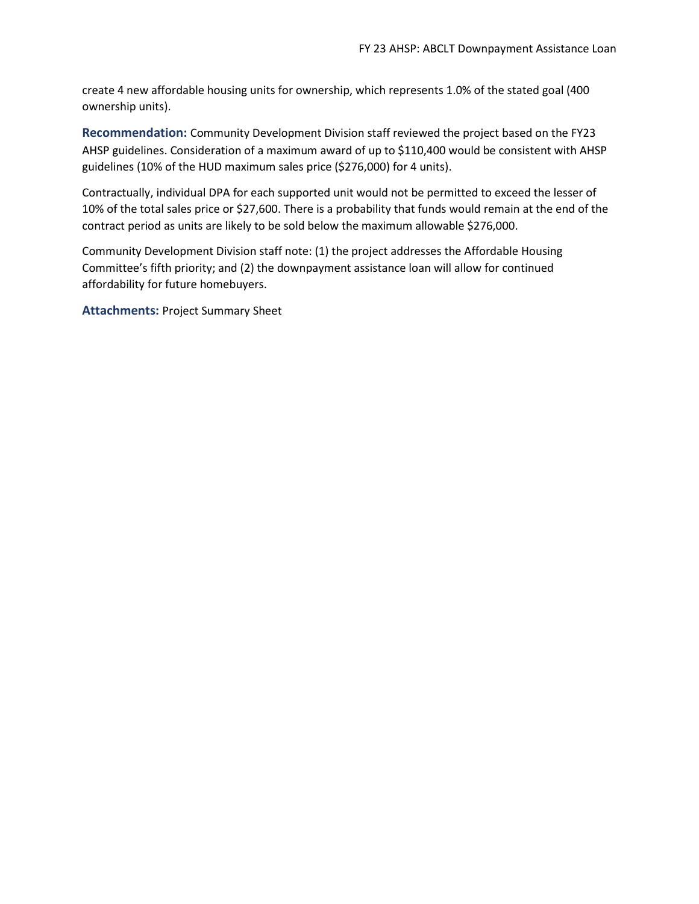create 4 new affordable housing units for ownership, which represents 1.0% of the stated goal (400 ownership units).

**Recommendation:** Community Development Division staff reviewed the project based on the FY23 AHSP guidelines. Consideration of a maximum award of up to $110,400 would be consistent with AHSP guidelines (10% of the HUD maximum sales price ($276,000) for 4 units).

Contractually, individual DPA for each supported unit would not be permitted to exceed the lesser of 10% of the total sales price or $27,600. There is a probability that funds would remain at the end of the contract period as units are likely to be sold below the maximum allowable $276,000.

Community Development Division staff note: (1) the project addresses the Affordable Housing Committee's fifth priority; and (2) the downpayment assistance loan will allow for continued affordability for future homebuyers.

**Attachments:** Project Summary Sheet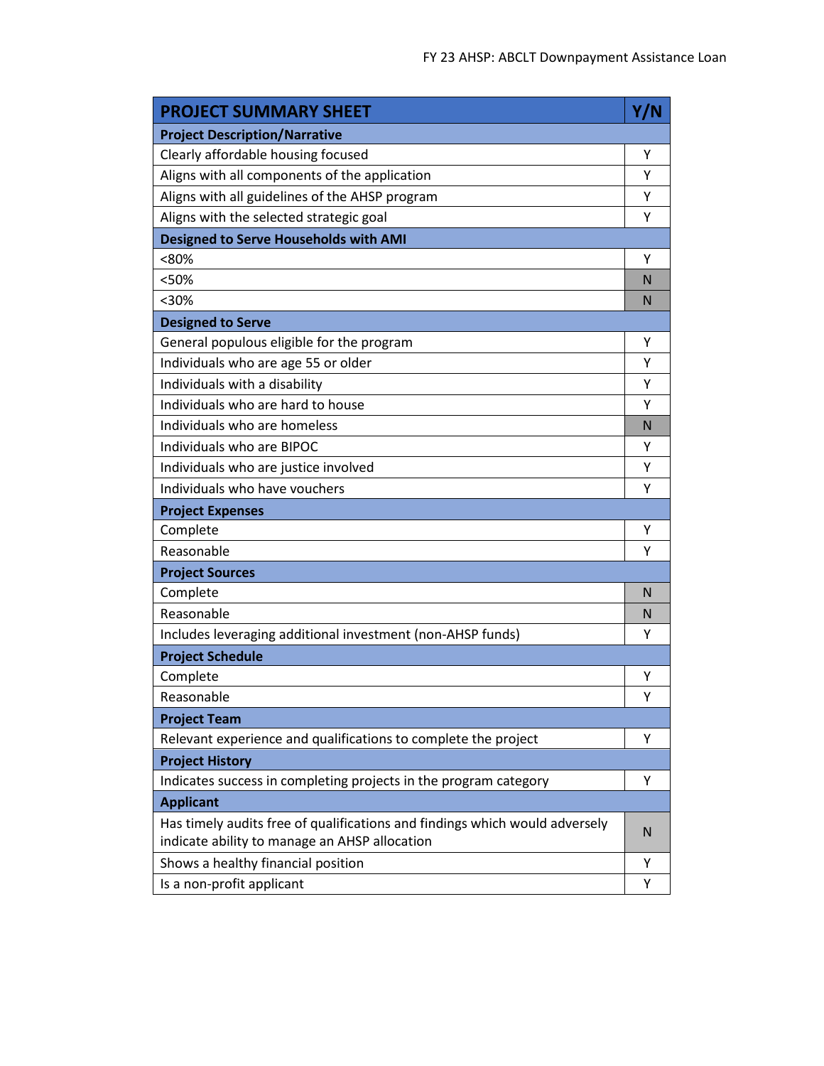| PROJECT SUMMARY SHEET | Y/N |
|---|---|
| **Project Description/Narrative** | |
| Clearly affordable housing focused | Y |
| Aligns with all components of the application | Y |
| Aligns with all guidelines of the AHSP program | Y |
| Aligns with the selected strategic goal | Y |
| **Designed to Serve Households with AMI** | |
| <80% | Y |
| <50% | N |
| <30% | N |
| **Designed to Serve** | |
| General populous eligible for the program | Y |
| Individuals who are age 55 or older | Y |
| Individuals with a disability | Y |
| Individuals who are hard to house | Y |
| Individuals who are homeless | N |
| Individuals who are BIPOC | Y |
| Individuals who are justice involved | Y |
| Individuals who have vouchers | Y |
| **Project Expenses** | |
| Complete | Y |
| Reasonable | Y |
| **Project Sources** | |
| Complete | N |
| Reasonable | N |
| Includes leveraging additional investment (non-AHSP funds) | Y |
| **Project Schedule** | |
| Complete | Y |
| Reasonable | Y |
| **Project Team** | |
| Relevant experience and qualifications to complete the project | Y |
| **Project History** | |
| Indicates success in completing projects in the program category | Y |
| **Applicant** | |
| Has timely audits free of qualifications and findings which would adversely indicate ability to manage an AHSP allocation | N |
| Shows a healthy financial position | Y |
| Is a non-profit applicant | Y |